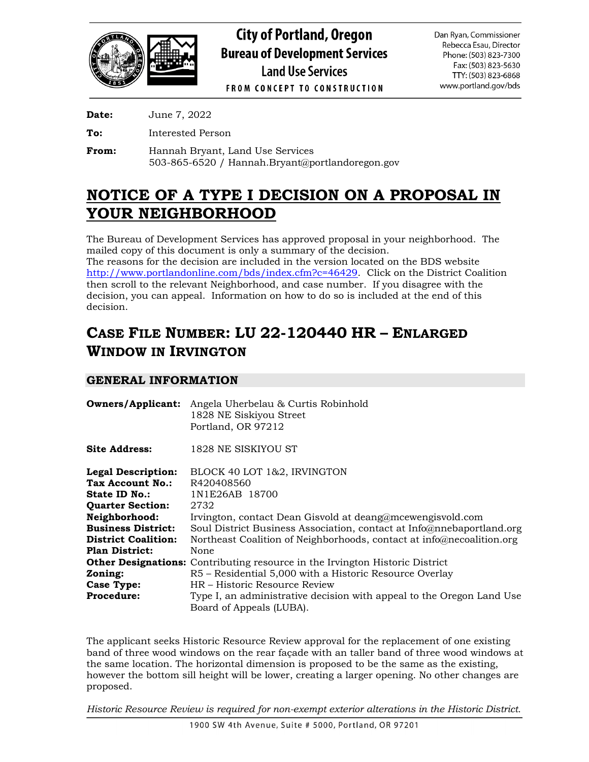City of Portland, Oregon
Bureau of Development Services
Land Use Services
FROM CONCEPT TO CONSTRUCTION

Dan Ryan, Commissioner
Rebecca Esau, Director
Phone: (503) 823-7300
Fax: (503) 823-5630
TTY: (503) 823-6868
www.portland.gov/bds

**Date:** June 7, 2022

**To:** Interested Person

**From:** Hannah Bryant, Land Use Services
503-865-6520 / Hannah.Bryant@portlandoregon.gov

# NOTICE OF A TYPE I DECISION ON A PROPOSAL IN YOUR NEIGHBORHOOD

The Bureau of Development Services has approved proposal in your neighborhood. The mailed copy of this document is only a summary of the decision.
The reasons for the decision are included in the version located on the BDS website http://www.portlandonline.com/bds/index.cfm?c=46429. Click on the District Coalition then scroll to the relevant Neighborhood, and case number. If you disagree with the decision, you can appeal. Information on how to do so is included at the end of this decision.

## CASE FILE NUMBER: LU 22-120440 HR – ENLARGED WINDOW IN IRVINGTON

### GENERAL INFORMATION

**Owners/Applicant:** Angela Uherbelau & Curtis Robinhold
1828 NE Siskiyou Street
Portland, OR 97212

**Site Address:** 1828 NE SISKIYOU ST

**Legal Description:** BLOCK 40 LOT 1&2, IRVINGTON
**Tax Account No.:** R420408560
**State ID No.:** 1N1E26AB 18700
**Quarter Section:** 2732
**Neighborhood:** Irvington, contact Dean Gisvold at deang@mcewengisvold.com
**Business District:** Soul District Business Association, contact at Info@nnebaportland.org
**District Coalition:** Northeast Coalition of Neighborhoods, contact at info@necoalition.org
**Plan District:** None
**Other Designations:** Contributing resource in the Irvington Historic District
**Zoning:** R5 – Residential 5,000 with a Historic Resource Overlay
**Case Type:** HR – Historic Resource Review
**Procedure:** Type I, an administrative decision with appeal to the Oregon Land Use Board of Appeals (LUBA).

The applicant seeks Historic Resource Review approval for the replacement of one existing band of three wood windows on the rear façade with an taller band of three wood windows at the same location. The horizontal dimension is proposed to be the same as the existing, however the bottom sill height will be lower, creating a larger opening. No other changes are proposed.

*Historic Resource Review is required for non-exempt exterior alterations in the Historic District.*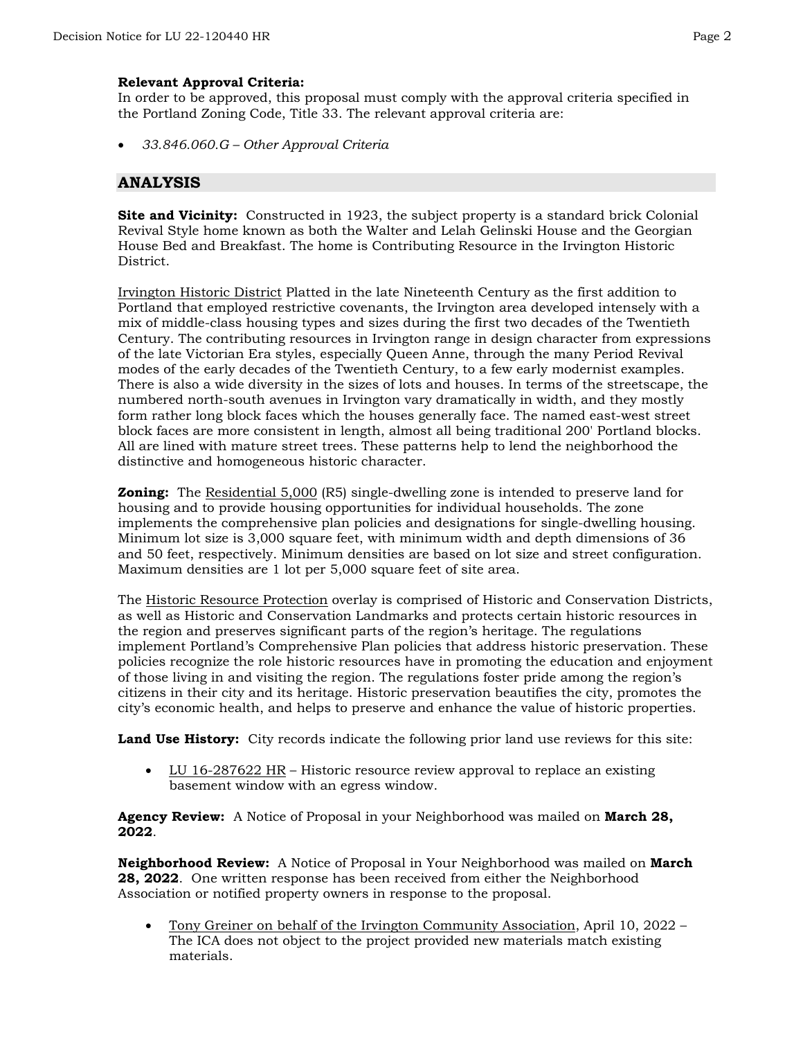**Relevant Approval Criteria:**
In order to be approved, this proposal must comply with the approval criteria specified in the Portland Zoning Code, Title 33. The relevant approval criteria are:

- *33.846.060.G – Other Approval Criteria*

## ANALYSIS

**Site and Vicinity:** Constructed in 1923, the subject property is a standard brick Colonial Revival Style home known as both the Walter and Lelah Gelinski House and the Georgian House Bed and Breakfast. The home is Contributing Resource in the Irvington Historic District.

Irvington Historic District Platted in the late Nineteenth Century as the first addition to Portland that employed restrictive covenants, the Irvington area developed intensely with a mix of middle-class housing types and sizes during the first two decades of the Twentieth Century. The contributing resources in Irvington range in design character from expressions of the late Victorian Era styles, especially Queen Anne, through the many Period Revival modes of the early decades of the Twentieth Century, to a few early modernist examples. There is also a wide diversity in the sizes of lots and houses. In terms of the streetscape, the numbered north-south avenues in Irvington vary dramatically in width, and they mostly form rather long block faces which the houses generally face. The named east-west street block faces are more consistent in length, almost all being traditional 200' Portland blocks. All are lined with mature street trees. These patterns help to lend the neighborhood the distinctive and homogeneous historic character.

**Zoning:** The Residential 5,000 (R5) single-dwelling zone is intended to preserve land for housing and to provide housing opportunities for individual households. The zone implements the comprehensive plan policies and designations for single-dwelling housing. Minimum lot size is 3,000 square feet, with minimum width and depth dimensions of 36 and 50 feet, respectively. Minimum densities are based on lot size and street configuration. Maximum densities are 1 lot per 5,000 square feet of site area.

The Historic Resource Protection overlay is comprised of Historic and Conservation Districts, as well as Historic and Conservation Landmarks and protects certain historic resources in the region and preserves significant parts of the region's heritage. The regulations implement Portland's Comprehensive Plan policies that address historic preservation. These policies recognize the role historic resources have in promoting the education and enjoyment of those living in and visiting the region. The regulations foster pride among the region's citizens in their city and its heritage. Historic preservation beautifies the city, promotes the city's economic health, and helps to preserve and enhance the value of historic properties.

**Land Use History:** City records indicate the following prior land use reviews for this site:

- LU 16-287622 HR – Historic resource review approval to replace an existing basement window with an egress window.

**Agency Review:** A Notice of Proposal in your Neighborhood was mailed on **March 28, 2022**.

**Neighborhood Review:** A Notice of Proposal in Your Neighborhood was mailed on **March 28, 2022**. One written response has been received from either the Neighborhood Association or notified property owners in response to the proposal.

- Tony Greiner on behalf of the Irvington Community Association, April 10, 2022 – The ICA does not object to the project provided new materials match existing materials.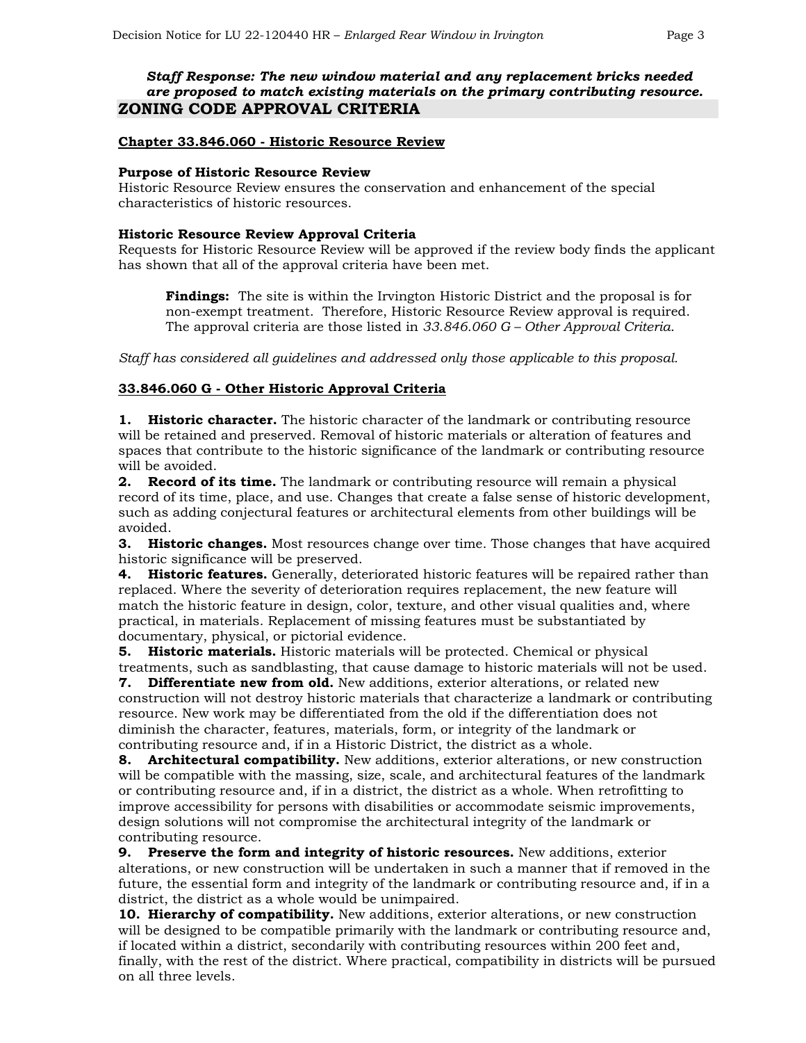***Staff Response: The new window material and any replacement bricks needed are proposed to match existing materials on the primary contributing resource.***

## ZONING CODE APPROVAL CRITERIA

**Chapter 33.846.060 - Historic Resource Review**

**Purpose of Historic Resource Review**
Historic Resource Review ensures the conservation and enhancement of the special characteristics of historic resources.

**Historic Resource Review Approval Criteria**
Requests for Historic Resource Review will be approved if the review body finds the applicant has shown that all of the approval criteria have been met.

> **Findings:** The site is within the Irvington Historic District and the proposal is for non-exempt treatment. Therefore, Historic Resource Review approval is required. The approval criteria are those listed in *33.846.060 G – Other Approval Criteria*.

*Staff has considered all guidelines and addressed only those applicable to this proposal.*

**33.846.060 G - Other Historic Approval Criteria**

**1. Historic character.** The historic character of the landmark or contributing resource will be retained and preserved. Removal of historic materials or alteration of features and spaces that contribute to the historic significance of the landmark or contributing resource will be avoided.

**2. Record of its time.** The landmark or contributing resource will remain a physical record of its time, place, and use. Changes that create a false sense of historic development, such as adding conjectural features or architectural elements from other buildings will be avoided.

**3. Historic changes.** Most resources change over time. Those changes that have acquired historic significance will be preserved.

**4. Historic features.** Generally, deteriorated historic features will be repaired rather than replaced. Where the severity of deterioration requires replacement, the new feature will match the historic feature in design, color, texture, and other visual qualities and, where practical, in materials. Replacement of missing features must be substantiated by documentary, physical, or pictorial evidence.

**5. Historic materials.** Historic materials will be protected. Chemical or physical treatments, such as sandblasting, that cause damage to historic materials will not be used.

**7. Differentiate new from old.** New additions, exterior alterations, or related new construction will not destroy historic materials that characterize a landmark or contributing resource. New work may be differentiated from the old if the differentiation does not diminish the character, features, materials, form, or integrity of the landmark or contributing resource and, if in a Historic District, the district as a whole.

**8. Architectural compatibility.** New additions, exterior alterations, or new construction will be compatible with the massing, size, scale, and architectural features of the landmark or contributing resource and, if in a district, the district as a whole. When retrofitting to improve accessibility for persons with disabilities or accommodate seismic improvements, design solutions will not compromise the architectural integrity of the landmark or contributing resource.

**9. Preserve the form and integrity of historic resources.** New additions, exterior alterations, or new construction will be undertaken in such a manner that if removed in the future, the essential form and integrity of the landmark or contributing resource and, if in a district, the district as a whole would be unimpaired.

**10. Hierarchy of compatibility.** New additions, exterior alterations, or new construction will be designed to be compatible primarily with the landmark or contributing resource and, if located within a district, secondarily with contributing resources within 200 feet and, finally, with the rest of the district. Where practical, compatibility in districts will be pursued on all three levels.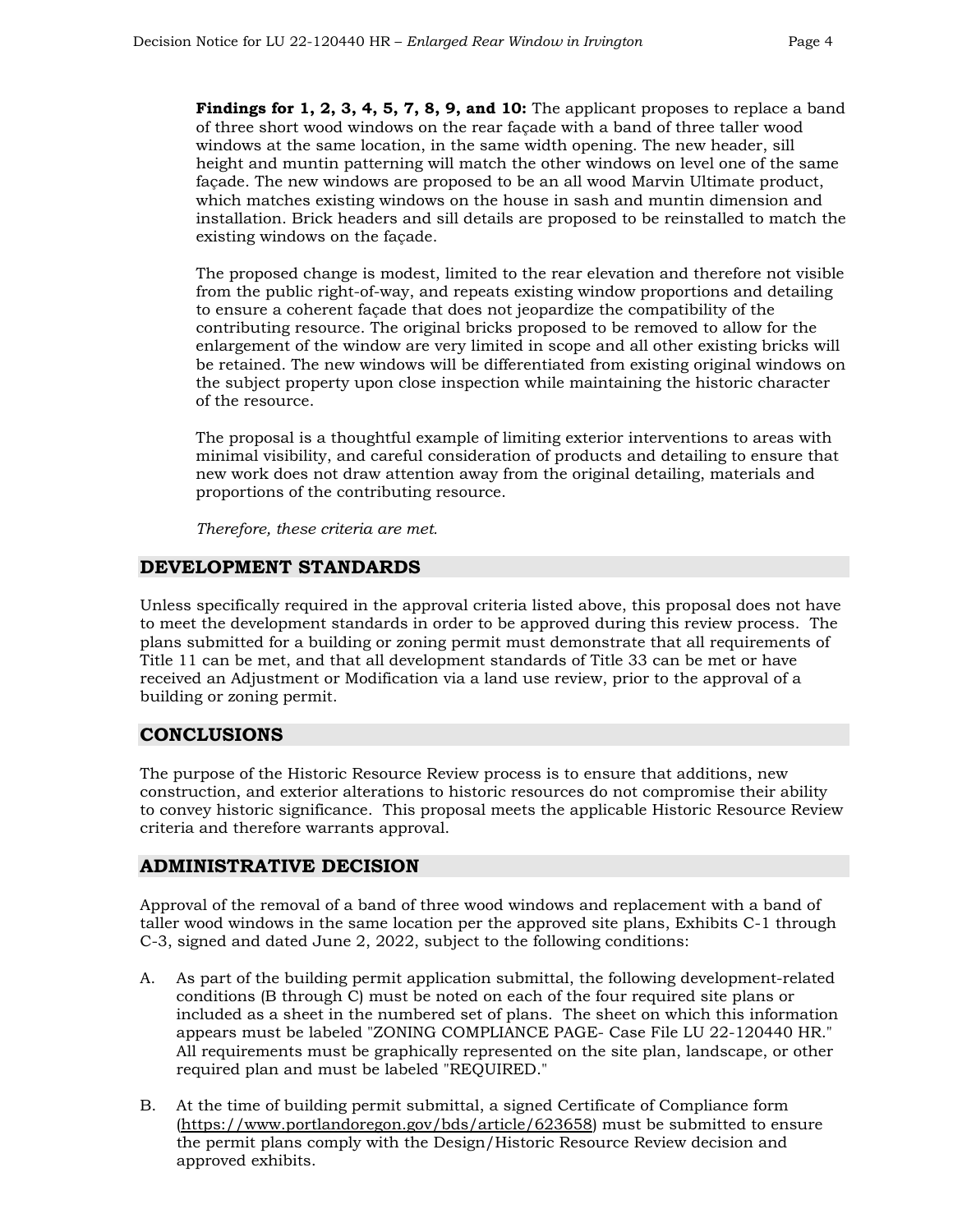**Findings for 1, 2, 3, 4, 5, 7, 8, 9, and 10:** The applicant proposes to replace a band of three short wood windows on the rear façade with a band of three taller wood windows at the same location, in the same width opening. The new header, sill height and muntin patterning will match the other windows on level one of the same façade. The new windows are proposed to be an all wood Marvin Ultimate product, which matches existing windows on the house in sash and muntin dimension and installation. Brick headers and sill details are proposed to be reinstalled to match the existing windows on the façade.

The proposed change is modest, limited to the rear elevation and therefore not visible from the public right-of-way, and repeats existing window proportions and detailing to ensure a coherent façade that does not jeopardize the compatibility of the contributing resource. The original bricks proposed to be removed to allow for the enlargement of the window are very limited in scope and all other existing bricks will be retained. The new windows will be differentiated from existing original windows on the subject property upon close inspection while maintaining the historic character of the resource.

The proposal is a thoughtful example of limiting exterior interventions to areas with minimal visibility, and careful consideration of products and detailing to ensure that new work does not draw attention away from the original detailing, materials and proportions of the contributing resource.

*Therefore, these criteria are met.*

## DEVELOPMENT STANDARDS

Unless specifically required in the approval criteria listed above, this proposal does not have to meet the development standards in order to be approved during this review process. The plans submitted for a building or zoning permit must demonstrate that all requirements of Title 11 can be met, and that all development standards of Title 33 can be met or have received an Adjustment or Modification via a land use review, prior to the approval of a building or zoning permit.

## CONCLUSIONS

The purpose of the Historic Resource Review process is to ensure that additions, new construction, and exterior alterations to historic resources do not compromise their ability to convey historic significance. This proposal meets the applicable Historic Resource Review criteria and therefore warrants approval.

## ADMINISTRATIVE DECISION

Approval of the removal of a band of three wood windows and replacement with a band of taller wood windows in the same location per the approved site plans, Exhibits C-1 through C-3, signed and dated June 2, 2022, subject to the following conditions:

A. As part of the building permit application submittal, the following development-related conditions (B through C) must be noted on each of the four required site plans or included as a sheet in the numbered set of plans. The sheet on which this information appears must be labeled "ZONING COMPLIANCE PAGE- Case File LU 22-120440 HR." All requirements must be graphically represented on the site plan, landscape, or other required plan and must be labeled "REQUIRED."

B. At the time of building permit submittal, a signed Certificate of Compliance form (https://www.portlandoregon.gov/bds/article/623658) must be submitted to ensure the permit plans comply with the Design/Historic Resource Review decision and approved exhibits.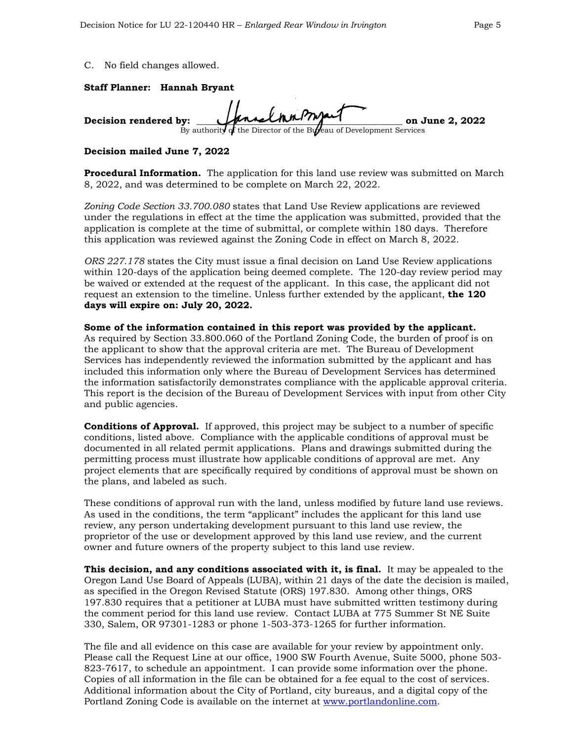C. No field changes allowed.

**Staff Planner: Hannah Bryant**

**Decision rendered by:** ____________________________________ **on June 2, 2022**
By authority of the Director of the Bureau of Development Services

**Decision mailed June 7, 2022**

**Procedural Information.** The application for this land use review was submitted on March 8, 2022, and was determined to be complete on March 22, 2022.

*Zoning Code Section 33.700.080* states that Land Use Review applications are reviewed under the regulations in effect at the time the application was submitted, provided that the application is complete at the time of submittal, or complete within 180 days. Therefore this application was reviewed against the Zoning Code in effect on March 8, 2022.

*ORS 227.178* states the City must issue a final decision on Land Use Review applications within 120-days of the application being deemed complete. The 120-day review period may be waived or extended at the request of the applicant. In this case, the applicant did not request an extension to the timeline. Unless further extended by the applicant, **the 120 days will expire on: July 20, 2022.**

**Some of the information contained in this report was provided by the applicant.** As required by Section 33.800.060 of the Portland Zoning Code, the burden of proof is on the applicant to show that the approval criteria are met. The Bureau of Development Services has independently reviewed the information submitted by the applicant and has included this information only where the Bureau of Development Services has determined the information satisfactorily demonstrates compliance with the applicable approval criteria. This report is the decision of the Bureau of Development Services with input from other City and public agencies.

**Conditions of Approval.** If approved, this project may be subject to a number of specific conditions, listed above. Compliance with the applicable conditions of approval must be documented in all related permit applications. Plans and drawings submitted during the permitting process must illustrate how applicable conditions of approval are met. Any project elements that are specifically required by conditions of approval must be shown on the plans, and labeled as such.

These conditions of approval run with the land, unless modified by future land use reviews. As used in the conditions, the term "applicant" includes the applicant for this land use review, any person undertaking development pursuant to this land use review, the proprietor of the use or development approved by this land use review, and the current owner and future owners of the property subject to this land use review.

**This decision, and any conditions associated with it, is final.** It may be appealed to the Oregon Land Use Board of Appeals (LUBA), within 21 days of the date the decision is mailed, as specified in the Oregon Revised Statute (ORS) 197.830. Among other things, ORS 197.830 requires that a petitioner at LUBA must have submitted written testimony during the comment period for this land use review. Contact LUBA at 775 Summer St NE Suite 330, Salem, OR 97301-1283 or phone 1-503-373-1265 for further information.

The file and all evidence on this case are available for your review by appointment only. Please call the Request Line at our office, 1900 SW Fourth Avenue, Suite 5000, phone 503-823-7617, to schedule an appointment. I can provide some information over the phone. Copies of all information in the file can be obtained for a fee equal to the cost of services. Additional information about the City of Portland, city bureaus, and a digital copy of the Portland Zoning Code is available on the internet at [www.portlandonline.com](http://www.portlandonline.com).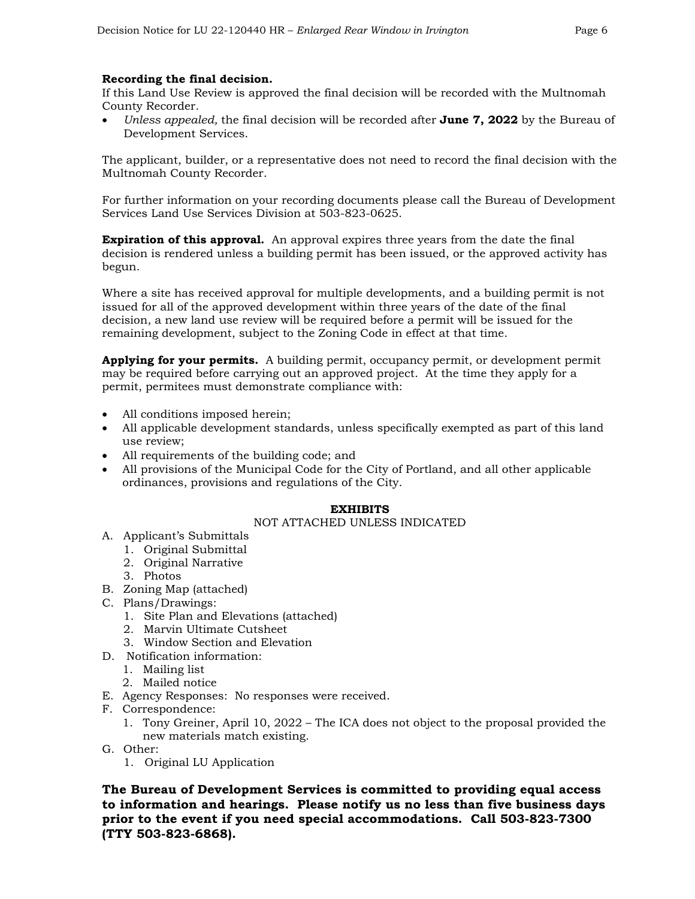**Recording the final decision.**
If this Land Use Review is approved the final decision will be recorded with the Multnomah County Recorder.

- *Unless appealed,* the final decision will be recorded after **June 7, 2022** by the Bureau of Development Services.

The applicant, builder, or a representative does not need to record the final decision with the Multnomah County Recorder.

For further information on your recording documents please call the Bureau of Development Services Land Use Services Division at 503-823-0625.

**Expiration of this approval.** An approval expires three years from the date the final decision is rendered unless a building permit has been issued, or the approved activity has begun.

Where a site has received approval for multiple developments, and a building permit is not issued for all of the approved development within three years of the date of the final decision, a new land use review will be required before a permit will be issued for the remaining development, subject to the Zoning Code in effect at that time.

**Applying for your permits.** A building permit, occupancy permit, or development permit may be required before carrying out an approved project. At the time they apply for a permit, permitees must demonstrate compliance with:

- All conditions imposed herein;
- All applicable development standards, unless specifically exempted as part of this land use review;
- All requirements of the building code; and
- All provisions of the Municipal Code for the City of Portland, and all other applicable ordinances, provisions and regulations of the City.

**EXHIBITS**
NOT ATTACHED UNLESS INDICATED

A. Applicant's Submittals
   1. Original Submittal
   2. Original Narrative
   3. Photos
B. Zoning Map (attached)
C. Plans/Drawings:
   1. Site Plan and Elevations (attached)
   2. Marvin Ultimate Cutsheet
   3. Window Section and Elevation
D. Notification information:
   1. Mailing list
   2. Mailed notice
E. Agency Responses: No responses were received.
F. Correspondence:
   1. Tony Greiner, April 10, 2022 – The ICA does not object to the proposal provided the new materials match existing.
G. Other:
   1. Original LU Application

**The Bureau of Development Services is committed to providing equal access to information and hearings. Please notify us no less than five business days prior to the event if you need special accommodations. Call 503-823-7300 (TTY 503-823-6868).**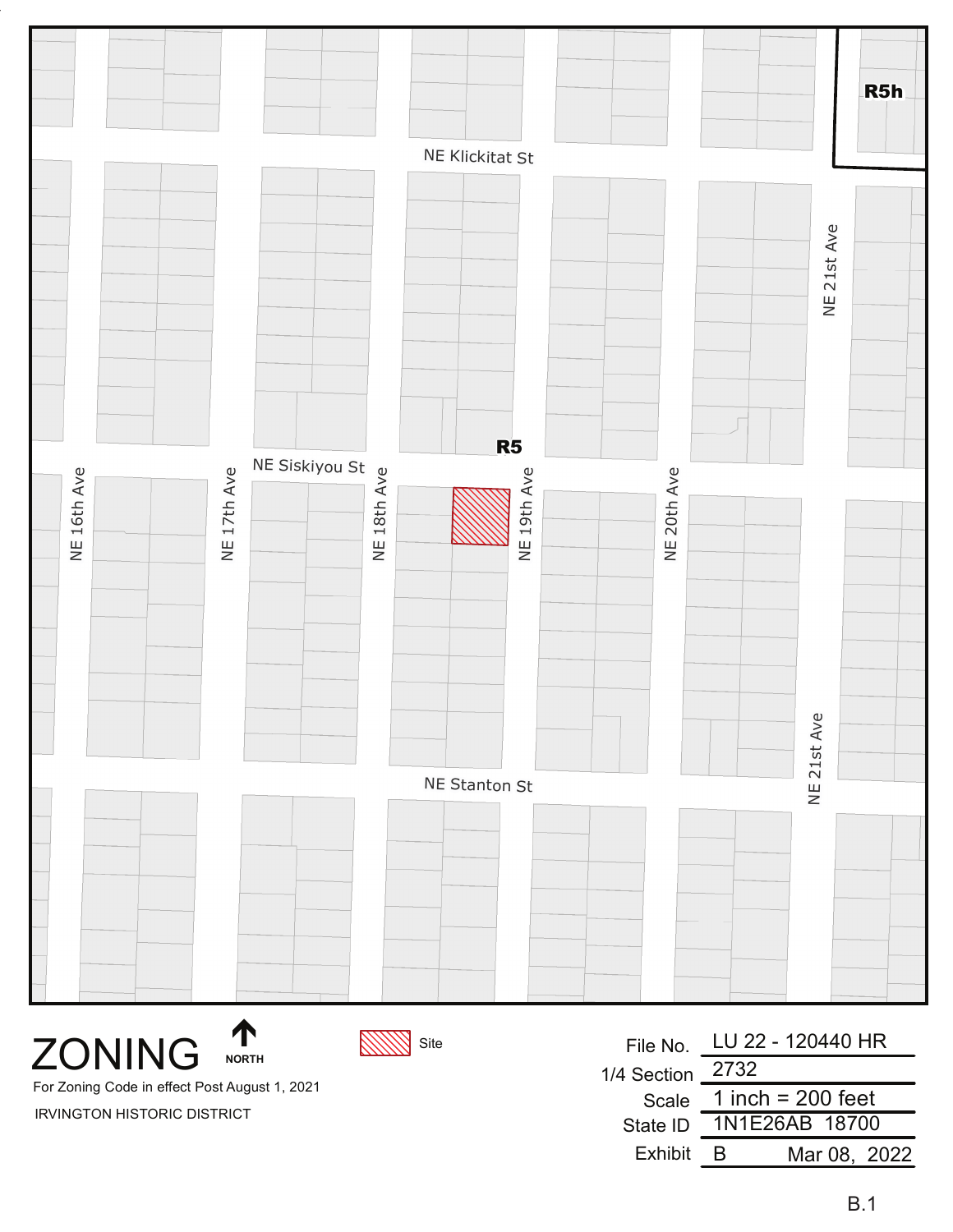NE Klickitat St

NE Siskiyou St

NE Stanton St

NE 16th Ave

NE 17th Ave

NE 18th Ave

NE 19th Ave

NE 20th Ave

NE 21st Ave

R5

R5h

# ZONING

NORTH

For Zoning Code in effect Post August 1, 2021

IRVINGTON HISTORIC DISTRICT

Site

| | |
|---|---|
| File No. | LU 22 - 120440 HR |
| 1/4 Section | 2732 |
| Scale | 1 inch = 200 feet |
| State ID | 1N1E26AB 18700 |
| Exhibit | B Mar 08, 2022 |

B.1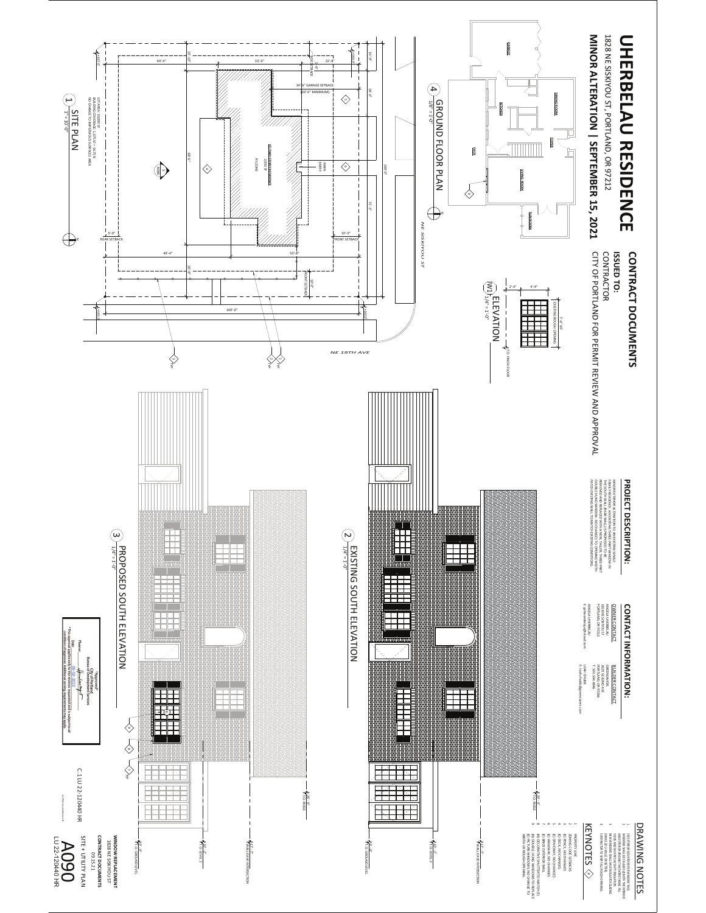# UHERBELAU RESIDENCE

1828 NE SISKIYOU ST, PORTLAND, OR 97212

**MINOR ALTERATION | SEPTEMBER 15, 2021**

## CONTRACT DOCUMENTS

**ISSUED TO:**

CONTRACTOR

CITY OF PORTLAND FOR PERMIT REVIEW AND APPROVAL

## PROJECT DESCRIPTION:

MINOR EXTERIOR ALTERATION TO AN EXISTING SINGLE FAMILY RESIDENCE. AN EXISTING THREE PART WINDOW IN THE DINING ROOM ON THE SOUTH ELEVATION TO BE REMOVED AND REPLACED WITH A NEW, TALLER, THREE-PART DOUBLE HUNG WINDOW. NO CHANGES TO EXTERIOR WIDTH. PATCH EXISTING WALL TO MATCH EXISTING CONDITIONS.

## CONTACT INFORMATION:

**OWNER CONTACT**

ANGELA UHERBELAU
1828 NE SISKIYOU ST
PORTLAND, OR 97212

ANGELA UHERBELAU
E: grlhandmaking@icloud.com

**BUILDER CONTACT**

GREENWAVERS
6909 SE 82ND AVE
PORTLAND, OR 97266
T: 503 504 4606

Luke CHUBB
E: luke.chubb@greenwavers.com

## DRAWING NOTES

1. SEE EXTERIOR ELEVATIONS FOR WINDOW TAGS. WINDOWS SHALL BE CAULKED @ EXTERIOR PERIMETER. SIZES ARE TAKEN FROM THE WINDOW FRAME. FIELD VERIFY AND AMEND AS NECESSARY.
2. NEW WINDOWS TO MATCH EXISTING WINDOWS IN SIZE AND PROFILE.
3. NEW WINDOW SHALL HAVE INSULATED GLAZING. LIMITED TO VINYL FRAMES.
4. CONTRACTOR TO VERIFY ALL ROUGH OPENINGS.

## KEYNOTES

1. PROPERTY LINE
2. ZONING/CODE SETBACKS
3. (E) FENCE, NO CHANGES
4. (E) DECK, NO CHANGES
5. (E) DRIVEWAY, NO CHANGES
6. (E) WALKWAY, NO CHANGES
7. (E) BRICK CLADDING WALL
8. (N) DECORATIVE SHUTTER TO MATCH (E)
9. (N) DOUBLE HUNG WINDOWS TO REPLACE (E) PICTURE WINDOWS. NO CHANGE TO WIDTH OF ROUGH OPENING.

---

4 GROUND FLOOR PLAN
1/8" = 1'-0"

GARAGE
DINING ROOM
KITCHEN
FOYER
DECK
LIVING ROOM
SUN ROOM

---

W1 ELEVATION
1/4" = 1'-0"

EXISTING ROUGH OPENING
2'-4"
4'-4"
T.O. FINISH FLOOR

---

1 SITE PLAN
1" = 10'-0"

LOT AREA: 10,000 SF
BUILDING COVERAGE: 1,625 SF = 16.25 %
NO CHANGE TO IMPERVIOUS SURFACES AREA

(E) SINGLE FAMILY RESIDENCE
2 STORY
R5 ZONE

MAIN ENTRY

NE SISKIYOU ST
NE 19TH AVE

34'-6" GARAGE SETBACK (20'-0" MINIMUM)
5'-0" SIDE SETBACK
5'-0" REAR SETBACK
10'-0" FRONT SETBACK
10'-0" FRONT SETBACK
100'-0"
100'-0"
44'-4"
53'-0"
22'-8"
18'-10"
10'-9"
18'-0"
68'-4"
71'-5"
49'-4"
50'-8"
20'-8"
10'-0"

---

2 EXISTING SOUTH ELEVATION
1/4" = 1'-0"

3 PROPOSED SOUTH ELEVATION
1/4" = 1'-0"

T.O. RIDGE 36'-6"
WALL/EAVE INTERSECTION 17'-2"
T.O. LEVEL 2 10'-2"
T.O. GROUND LEVEL 0'-0"

"Approved"
City of Portland
Bureau of Development Services
Planner ___
Date 06-30-2022
*This approval applies only to the reviews requested and is subject to all conditions of approval. Additional zoning requirements may apply.

C.1 LU 22-120440 HR

---

**WINDOW REPLACEMENT**
1828 NE SISKIYOU ST
**CONTRACT DOCUMENTS**
09.15.21
SITE + UTILITY PLAN

# A090

LU 22-120440 HR